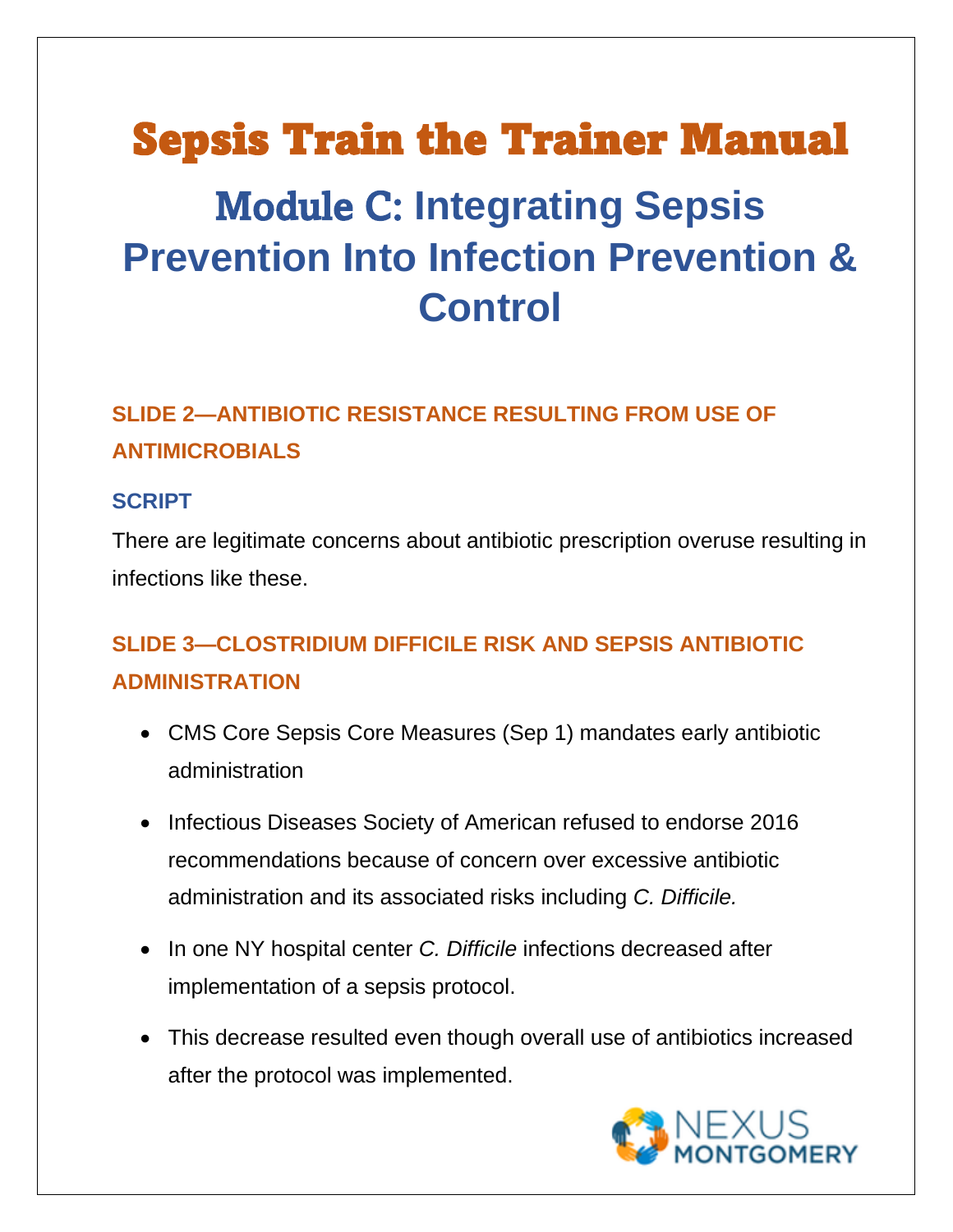# Sepsis Train the Trainer Manual

## Module C: Integrating Sepsis Prevention Into Infection Prevention & Control

### SLIDE 2—ANTIBIOTIC RESISTANCE RESULTING FROM USE OF ANTIMICROBIALS

#### SCRIPT

There are legitimate concerns about antibiotic prescription overuse resulting in infections like these.

### SLIDE 3—CLOSTRIDIUM DIFFICILE RISK AND SEPSIS ANTIBIOTIC ADMINISTRATION

- CMS Core Sepsis Core Measures (Sep 1) mandates early antibiotic administration
- Infectious Diseases Society of American refused to endorse 2016 recommendations because of concern over excessive antibiotic administration and its associated risks including *C. Difficile.*
- In one NY hospital center *C. Difficile* infections decreased after implementation of a sepsis protocol.
- This decrease resulted even though overall use of antibiotics increased after the protocol was implemented.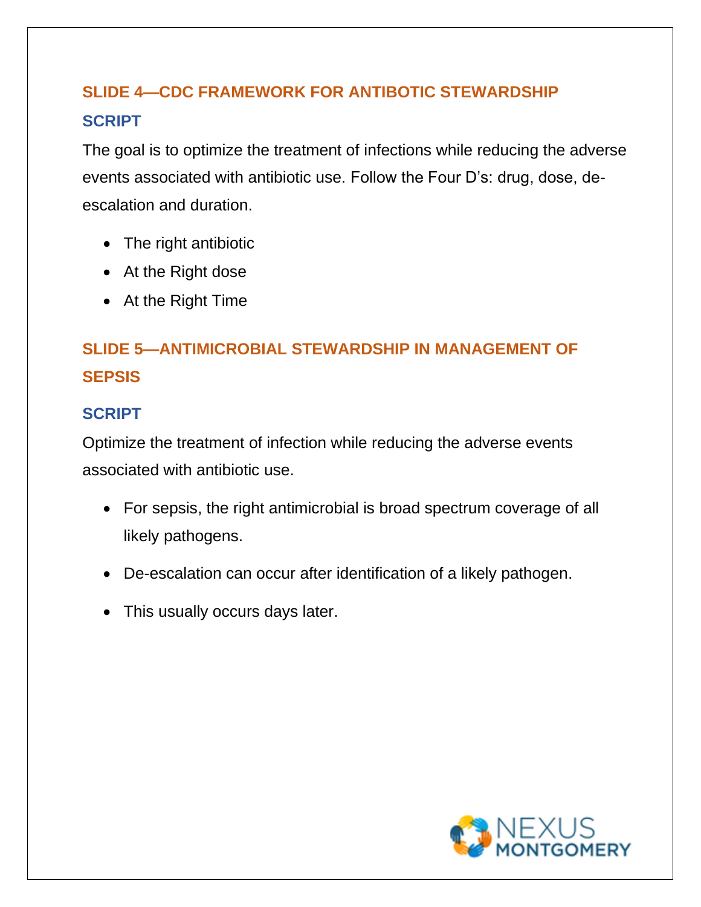## SLIDE 4—CDC FRAMEWORK FOR ANTIBOTIC STEWARDSHIP

### SCRIPT

The goal is to optimize the treatment of infections while reducing the adverse events associated with antibiotic use. Follow the Four D's: drug, dose, de-escalation and duration.

- The right antibiotic
- At the Right dose
- At the Right Time

## SLIDE 5—ANTIMICROBIAL STEWARDSHIP IN MANAGEMENT OF SEPSIS

### SCRIPT

Optimize the treatment of infection while reducing the adverse events associated with antibiotic use.

- For sepsis, the right antimicrobial is broad spectrum coverage of all likely pathogens.
- De-escalation can occur after identification of a likely pathogen.
- This usually occurs days later.